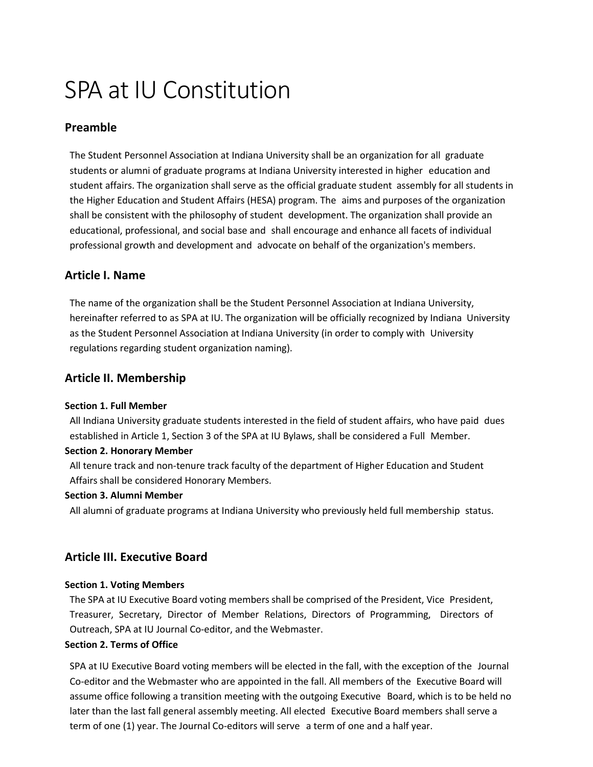# SPA at IU Constitution

## Preamble

The Student Personnel Association at Indiana University shall be an organization for all graduate students or alumni of graduate programs at Indiana University interested in higher education and student affairs. The organization shall serve as the official graduate student assembly for all students in the Higher Education and Student Affairs (HESA) program. The aims and purposes of the organization shall be consistent with the philosophy of student development. The organization shall provide an educational, professional, and social base and shall encourage and enhance all facets of individual professional growth and development and advocate on behalf of the organization's members.

## Article I. Name

The name of the organization shall be the Student Personnel Association at Indiana University, hereinafter referred to as SPA at IU. The organization will be officially recognized by Indiana University as the Student Personnel Association at Indiana University (in order to comply with University regulations regarding student organization naming).

## Article II. Membership

#### Section 1. Full Member

All Indiana University graduate students interested in the field of student affairs, who have paid dues established in Article 1, Section 3 of the SPA at IU Bylaws, shall be considered a Full Member.

#### Section 2. Honorary Member

All tenure track and non-tenure track faculty of the department of Higher Education and Student Affairs shall be considered Honorary Members.

#### Section 3. Alumni Member

All alumni of graduate programs at Indiana University who previously held full membership status.

## Article III. Executive Board

#### Section 1. Voting Members

The SPA at IU Executive Board voting members shall be comprised of the President, Vice President, Treasurer, Secretary, Director of Member Relations, Directors of Programming, Directors of Outreach, SPA at IU Journal Co-editor, and the Webmaster.

#### Section 2. Terms of Office

SPA at IU Executive Board voting members will be elected in the fall, with the exception of the Journal Co-editor and the Webmaster who are appointed in the fall. All members of the Executive Board will assume office following a transition meeting with the outgoing Executive Board, which is to be held no later than the last fall general assembly meeting. All elected Executive Board members shall serve a term of one (1) year. The Journal Co-editors will serve a term of one and a half year.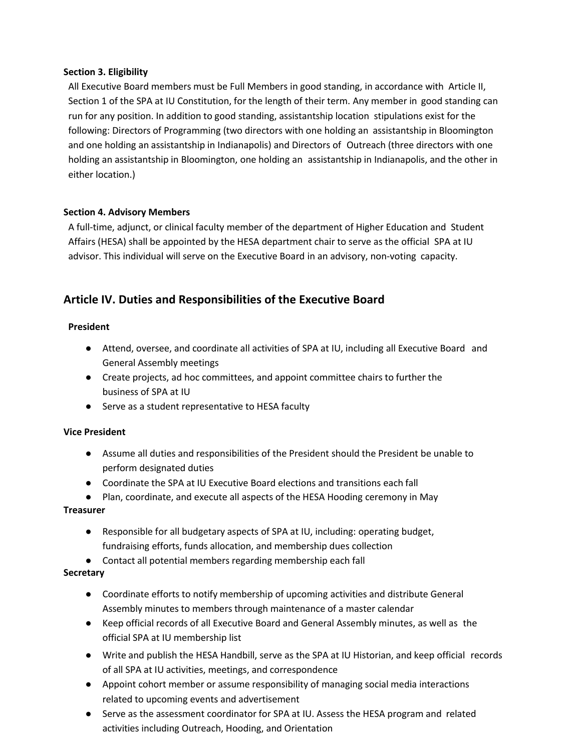**Section 3. Eligibility**

All Executive Board members must be Full Members in good standing, in accordance with Article II, Section 1 of the SPA at IU Constitution, for the length of their term. Any member in good standing can run for any position. In addition to good standing, assistantship location stipulations exist for the following: Directors of Programming (two directors with one holding an assistantship in Bloomington and one holding an assistantship in Indianapolis) and Directors of Outreach (three directors with one holding an assistantship in Bloomington, one holding an assistantship in Indianapolis, and the other in either location.)

**Section 4. Advisory Members**

A full-time, adjunct, or clinical faculty member of the department of Higher Education and Student Affairs (HESA) shall be appointed by the HESA department chair to serve as the official SPA at IU advisor. This individual will serve on the Executive Board in an advisory, non-voting capacity.

## Article IV. Duties and Responsibilities of the Executive Board

**President**

- Attend, oversee, and coordinate all activities of SPA at IU, including all Executive Board and General Assembly meetings
- Create projects, ad hoc committees, and appoint committee chairs to further the business of SPA at IU
- Serve as a student representative to HESA faculty

**Vice President**

- Assume all duties and responsibilities of the President should the President be unable to perform designated duties
- Coordinate the SPA at IU Executive Board elections and transitions each fall
- Plan, coordinate, and execute all aspects of the HESA Hooding ceremony in May

**Treasurer**

- Responsible for all budgetary aspects of SPA at IU, including: operating budget, fundraising efforts, funds allocation, and membership dues collection
- Contact all potential members regarding membership each fall

**Secretary**

- Coordinate efforts to notify membership of upcoming activities and distribute General Assembly minutes to members through maintenance of a master calendar
- Keep official records of all Executive Board and General Assembly minutes, as well as the official SPA at IU membership list
- Write and publish the HESA Handbill, serve as the SPA at IU Historian, and keep official records of all SPA at IU activities, meetings, and correspondence
- Appoint cohort member or assume responsibility of managing social media interactions related to upcoming events and advertisement
- Serve as the assessment coordinator for SPA at IU. Assess the HESA program and related activities including Outreach, Hooding, and Orientation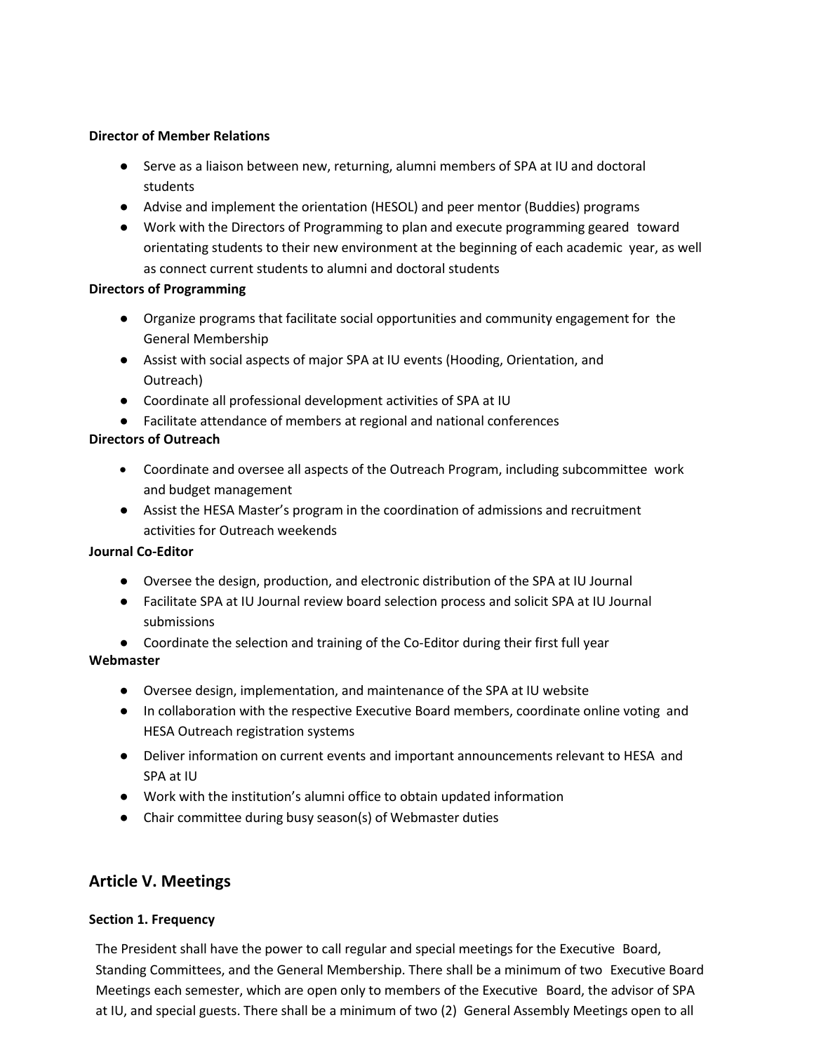**Director of Member Relations**

- Serve as a liaison between new, returning, alumni members of SPA at IU and doctoral students
- Advise and implement the orientation (HESOL) and peer mentor (Buddies) programs
- Work with the Directors of Programming to plan and execute programming geared toward orientating students to their new environment at the beginning of each academic year, as well as connect current students to alumni and doctoral students

**Directors of Programming**

- Organize programs that facilitate social opportunities and community engagement for the General Membership
- Assist with social aspects of major SPA at IU events (Hooding, Orientation, and Outreach)
- Coordinate all professional development activities of SPA at IU
- Facilitate attendance of members at regional and national conferences

**Directors of Outreach**

- Coordinate and oversee all aspects of the Outreach Program, including subcommittee work and budget management
- Assist the HESA Master's program in the coordination of admissions and recruitment activities for Outreach weekends

**Journal Co-Editor**

- Oversee the design, production, and electronic distribution of the SPA at IU Journal
- Facilitate SPA at IU Journal review board selection process and solicit SPA at IU Journal submissions
- Coordinate the selection and training of the Co-Editor during their first full year

**Webmaster**

- Oversee design, implementation, and maintenance of the SPA at IU website
- In collaboration with the respective Executive Board members, coordinate online voting and HESA Outreach registration systems
- Deliver information on current events and important announcements relevant to HESA and SPA at IU
- Work with the institution's alumni office to obtain updated information
- Chair committee during busy season(s) of Webmaster duties

## Article V. Meetings

**Section 1. Frequency**

The President shall have the power to call regular and special meetings for the Executive Board, Standing Committees, and the General Membership. There shall be a minimum of two Executive Board Meetings each semester, which are open only to members of the Executive Board, the advisor of SPA at IU, and special guests. There shall be a minimum of two (2) General Assembly Meetings open to all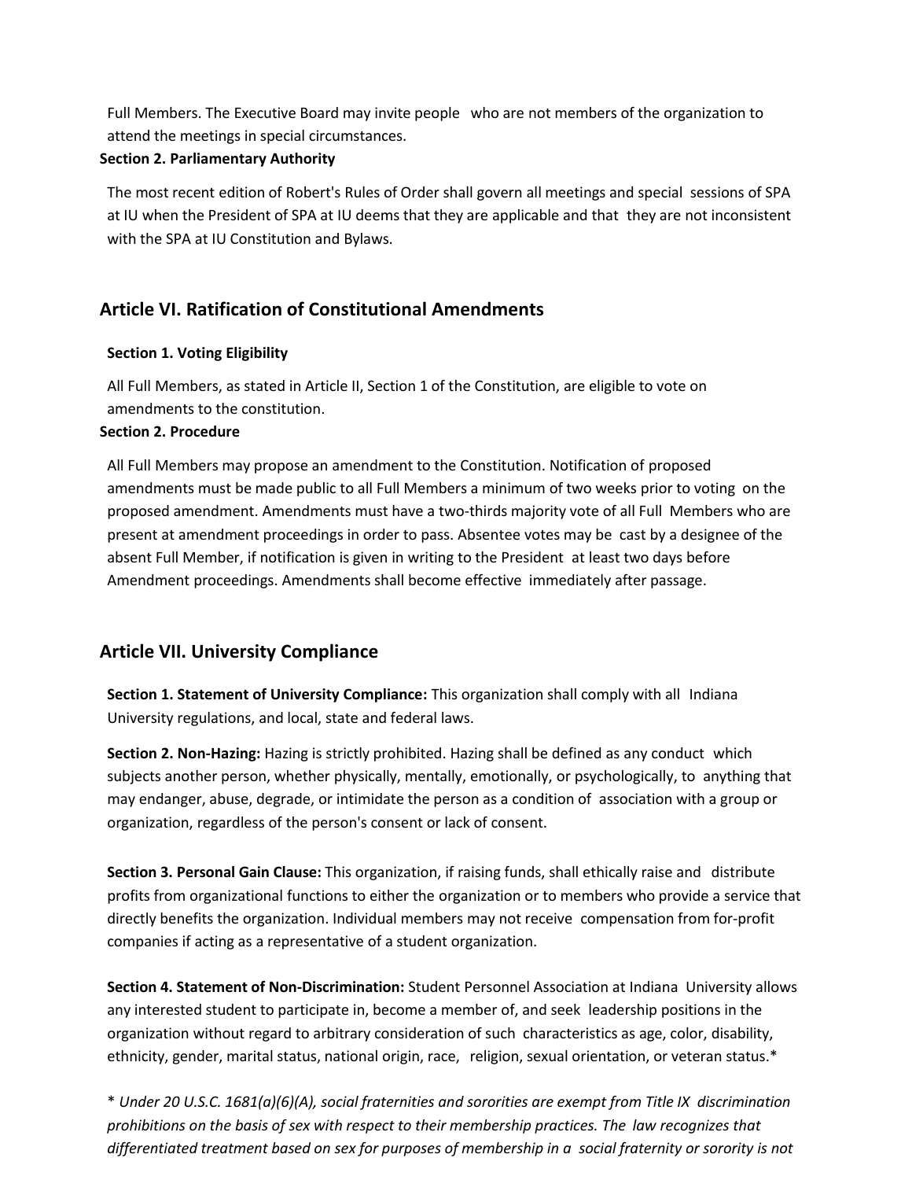Full Members. The Executive Board may invite people who are not members of the organization to attend the meetings in special circumstances.

**Section 2. Parliamentary Authority**

The most recent edition of Robert's Rules of Order shall govern all meetings and special sessions of SPA at IU when the President of SPA at IU deems that they are applicable and that they are not inconsistent with the SPA at IU Constitution and Bylaws.

## Article VI. Ratification of Constitutional Amendments

**Section 1. Voting Eligibility**

All Full Members, as stated in Article II, Section 1 of the Constitution, are eligible to vote on amendments to the constitution.

**Section 2. Procedure**

All Full Members may propose an amendment to the Constitution. Notification of proposed amendments must be made public to all Full Members a minimum of two weeks prior to voting on the proposed amendment. Amendments must have a two-thirds majority vote of all Full Members who are present at amendment proceedings in order to pass. Absentee votes may be cast by a designee of the absent Full Member, if notification is given in writing to the President at least two days before Amendment proceedings. Amendments shall become effective immediately after passage.

## Article VII. University Compliance

**Section 1. Statement of University Compliance:** This organization shall comply with all Indiana University regulations, and local, state and federal laws.

**Section 2. Non-Hazing:** Hazing is strictly prohibited. Hazing shall be defined as any conduct which subjects another person, whether physically, mentally, emotionally, or psychologically, to anything that may endanger, abuse, degrade, or intimidate the person as a condition of association with a group or organization, regardless of the person's consent or lack of consent.

**Section 3. Personal Gain Clause:** This organization, if raising funds, shall ethically raise and distribute profits from organizational functions to either the organization or to members who provide a service that directly benefits the organization. Individual members may not receive compensation from for-profit companies if acting as a representative of a student organization.

**Section 4. Statement of Non-Discrimination:** Student Personnel Association at Indiana University allows any interested student to participate in, become a member of, and seek leadership positions in the organization without regard to arbitrary consideration of such characteristics as age, color, disability, ethnicity, gender, marital status, national origin, race, religion, sexual orientation, or veteran status.*

*\* Under 20 U.S.C. 1681(a)(6)(A), social fraternities and sororities are exempt from Title IX discrimination prohibitions on the basis of sex with respect to their membership practices. The law recognizes that differentiated treatment based on sex for purposes of membership in a social fraternity or sorority is not*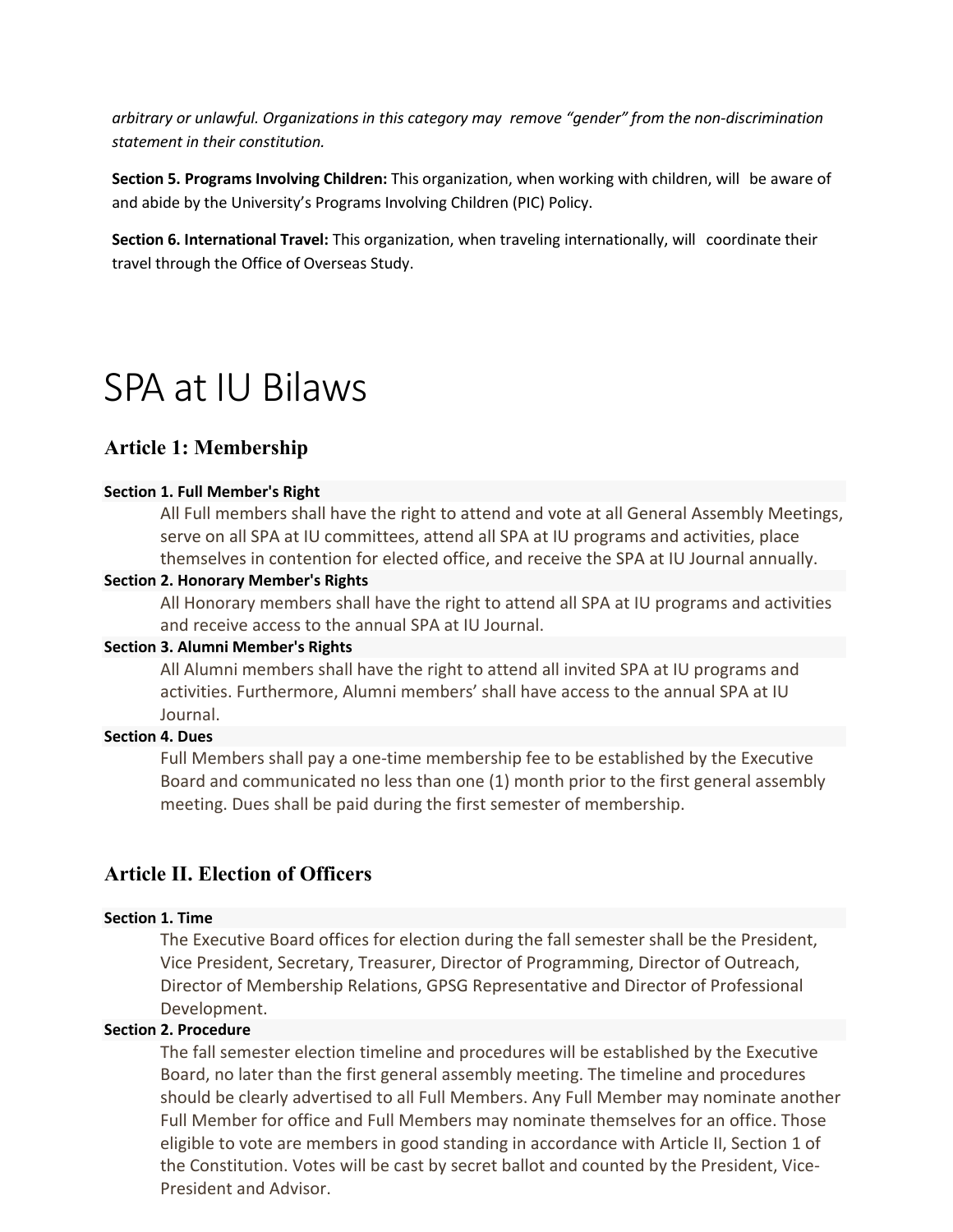*arbitrary or unlawful. Organizations in this category may remove "gender" from the non-discrimination statement in their constitution.*

**Section 5. Programs Involving Children:** This organization, when working with children, will be aware of and abide by the University's Programs Involving Children (PIC) Policy.

**Section 6. International Travel:** This organization, when traveling internationally, will coordinate their travel through the Office of Overseas Study.

# SPA at IU Bilaws

## Article 1: Membership

**Section 1. Full Member's Right**

All Full members shall have the right to attend and vote at all General Assembly Meetings, serve on all SPA at IU committees, attend all SPA at IU programs and activities, place themselves in contention for elected office, and receive the SPA at IU Journal annually.

**Section 2. Honorary Member's Rights**

All Honorary members shall have the right to attend all SPA at IU programs and activities and receive access to the annual SPA at IU Journal.

**Section 3. Alumni Member's Rights**

All Alumni members shall have the right to attend all invited SPA at IU programs and activities. Furthermore, Alumni members' shall have access to the annual SPA at IU Journal.

**Section 4. Dues**

Full Members shall pay a one-time membership fee to be established by the Executive Board and communicated no less than one (1) month prior to the first general assembly meeting. Dues shall be paid during the first semester of membership.

## Article II. Election of Officers

**Section 1. Time**

The Executive Board offices for election during the fall semester shall be the President, Vice President, Secretary, Treasurer, Director of Programming, Director of Outreach, Director of Membership Relations, GPSG Representative and Director of Professional Development.

**Section 2. Procedure**

The fall semester election timeline and procedures will be established by the Executive Board, no later than the first general assembly meeting. The timeline and procedures should be clearly advertised to all Full Members. Any Full Member may nominate another Full Member for office and Full Members may nominate themselves for an office. Those eligible to vote are members in good standing in accordance with Article II, Section 1 of the Constitution. Votes will be cast by secret ballot and counted by the President, Vice-President and Advisor.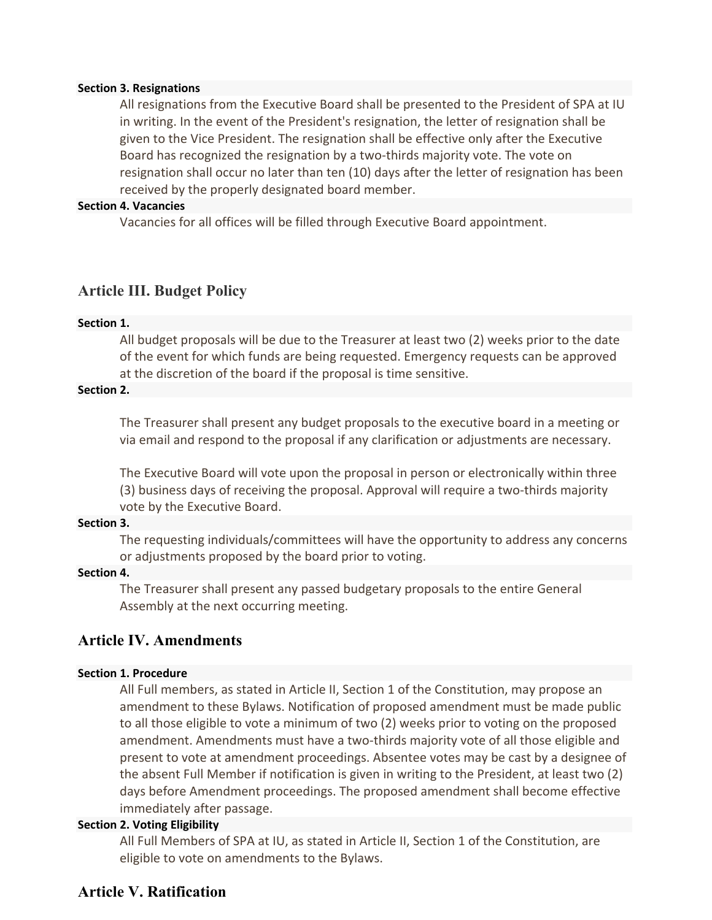**Section 3. Resignations**

All resignations from the Executive Board shall be presented to the President of SPA at IU in writing. In the event of the President's resignation, the letter of resignation shall be given to the Vice President. The resignation shall be effective only after the Executive Board has recognized the resignation by a two-thirds majority vote. The vote on resignation shall occur no later than ten (10) days after the letter of resignation has been received by the properly designated board member.

**Section 4. Vacancies**

Vacancies for all offices will be filled through Executive Board appointment.

## Article III. Budget Policy

**Section 1.**

All budget proposals will be due to the Treasurer at least two (2) weeks prior to the date of the event for which funds are being requested. Emergency requests can be approved at the discretion of the board if the proposal is time sensitive.

**Section 2.**

The Treasurer shall present any budget proposals to the executive board in a meeting or via email and respond to the proposal if any clarification or adjustments are necessary.

The Executive Board will vote upon the proposal in person or electronically within three (3) business days of receiving the proposal. Approval will require a two-thirds majority vote by the Executive Board.

**Section 3.**

The requesting individuals/committees will have the opportunity to address any concerns or adjustments proposed by the board prior to voting.

**Section 4.**

The Treasurer shall present any passed budgetary proposals to the entire General Assembly at the next occurring meeting.

## Article IV. Amendments

**Section 1. Procedure**

All Full members, as stated in Article II, Section 1 of the Constitution, may propose an amendment to these Bylaws. Notification of proposed amendment must be made public to all those eligible to vote a minimum of two (2) weeks prior to voting on the proposed amendment. Amendments must have a two-thirds majority vote of all those eligible and present to vote at amendment proceedings. Absentee votes may be cast by a designee of the absent Full Member if notification is given in writing to the President, at least two (2) days before Amendment proceedings. The proposed amendment shall become effective immediately after passage.

**Section 2. Voting Eligibility**

All Full Members of SPA at IU, as stated in Article II, Section 1 of the Constitution, are eligible to vote on amendments to the Bylaws.

## Article V. Ratification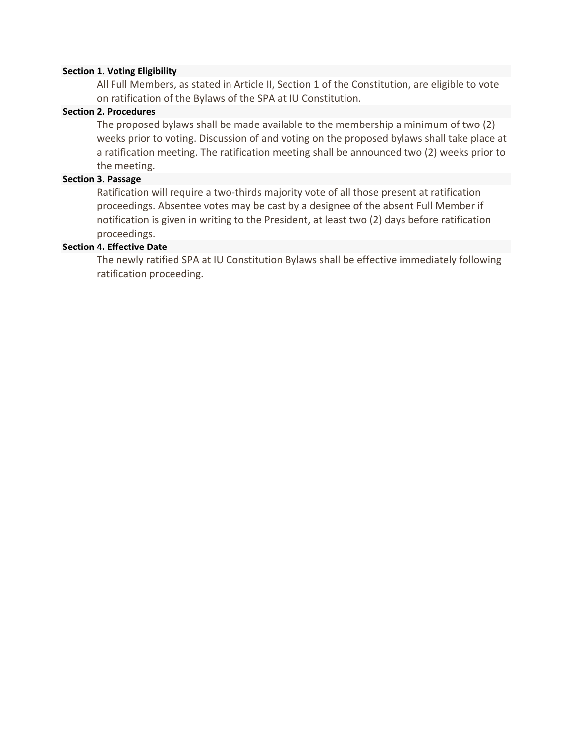**Section 1. Voting Eligibility**

All Full Members, as stated in Article II, Section 1 of the Constitution, are eligible to vote on ratification of the Bylaws of the SPA at IU Constitution.

**Section 2. Procedures**

The proposed bylaws shall be made available to the membership a minimum of two (2) weeks prior to voting. Discussion of and voting on the proposed bylaws shall take place at a ratification meeting. The ratification meeting shall be announced two (2) weeks prior to the meeting.

**Section 3. Passage**

Ratification will require a two-thirds majority vote of all those present at ratification proceedings. Absentee votes may be cast by a designee of the absent Full Member if notification is given in writing to the President, at least two (2) days before ratification proceedings.

**Section 4. Effective Date**

The newly ratified SPA at IU Constitution Bylaws shall be effective immediately following ratification proceeding.